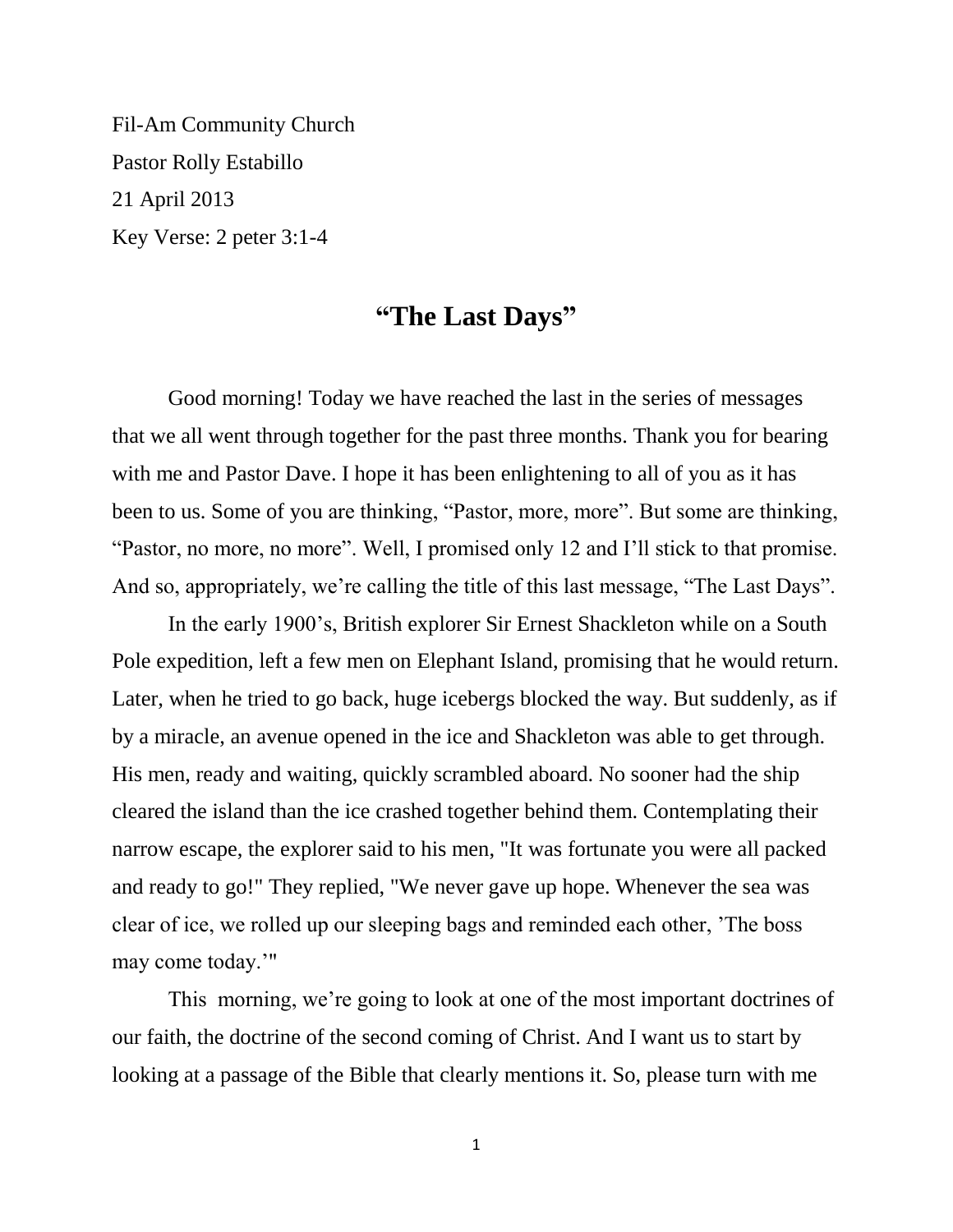Fil-Am Community Church

Pastor Rolly Estabillo

21 April 2013

Key Verse: 2 peter 3:1-4

# "The Last Days"

Good morning! Today we have reached the last in the series of messages that we all went through together for the past three months. Thank you for bearing with me and Pastor Dave. I hope it has been enlightening to all of you as it has been to us. Some of you are thinking, "Pastor, more, more". But some are thinking, "Pastor, no more, no more". Well, I promised only 12 and I'll stick to that promise. And so, appropriately, we're calling the title of this last message, "The Last Days".

In the early 1900's, British explorer Sir Ernest Shackleton while on a South Pole expedition, left a few men on Elephant Island, promising that he would return. Later, when he tried to go back, huge icebergs blocked the way. But suddenly, as if by a miracle, an avenue opened in the ice and Shackleton was able to get through. His men, ready and waiting, quickly scrambled aboard. No sooner had the ship cleared the island than the ice crashed together behind them. Contemplating their narrow escape, the explorer said to his men, "It was fortunate you were all packed and ready to go!" They replied, "We never gave up hope. Whenever the sea was clear of ice, we rolled up our sleeping bags and reminded each other, 'The boss may come today.'"

This morning, we're going to look at one of the most important doctrines of our faith, the doctrine of the second coming of Christ. And I want us to start by looking at a passage of the Bible that clearly mentions it. So, please turn with me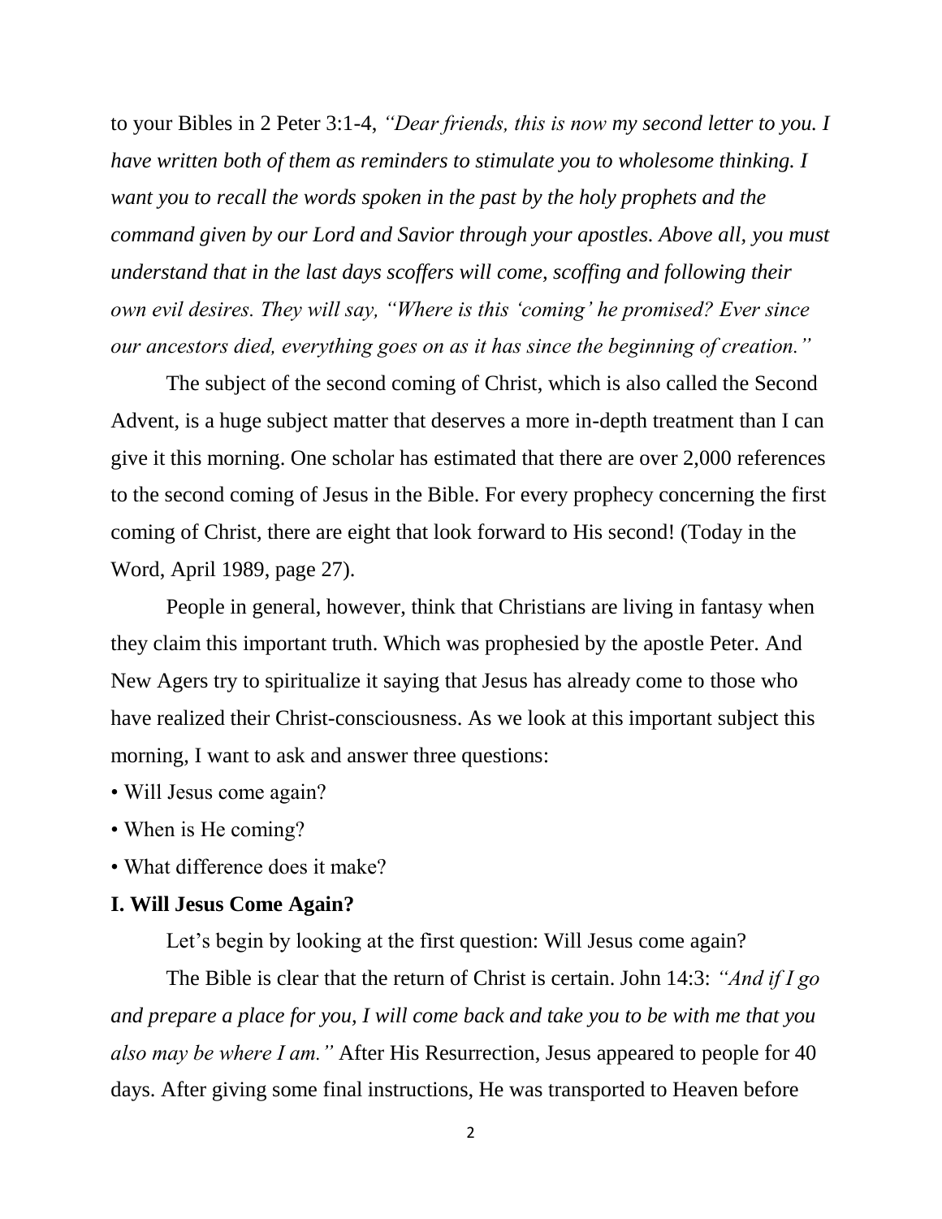to your Bibles in 2 Peter 3:1-4, *"Dear friends, this is now my second letter to you. I have written both of them as reminders to stimulate you to wholesome thinking. I want you to recall the words spoken in the past by the holy prophets and the command given by our Lord and Savior through your apostles. Above all, you must understand that in the last days scoffers will come, scoffing and following their own evil desires. They will say, "Where is this 'coming' he promised? Ever since our ancestors died, everything goes on as it has since the beginning of creation."*

The subject of the second coming of Christ, which is also called the Second Advent, is a huge subject matter that deserves a more in-depth treatment than I can give it this morning. One scholar has estimated that there are over 2,000 references to the second coming of Jesus in the Bible. For every prophecy concerning the first coming of Christ, there are eight that look forward to His second! (Today in the Word, April 1989, page 27).

People in general, however, think that Christians are living in fantasy when they claim this important truth. Which was prophesied by the apostle Peter. And New Agers try to spiritualize it saying that Jesus has already come to those who have realized their Christ-consciousness. As we look at this important subject this morning, I want to ask and answer three questions:

- Will Jesus come again?
- When is He coming?
- What difference does it make?

**I. Will Jesus Come Again?**

Let's begin by looking at the first question: Will Jesus come again?

The Bible is clear that the return of Christ is certain. John 14:3: *"And if I go and prepare a place for you, I will come back and take you to be with me that you also may be where I am."* After His Resurrection, Jesus appeared to people for 40 days. After giving some final instructions, He was transported to Heaven before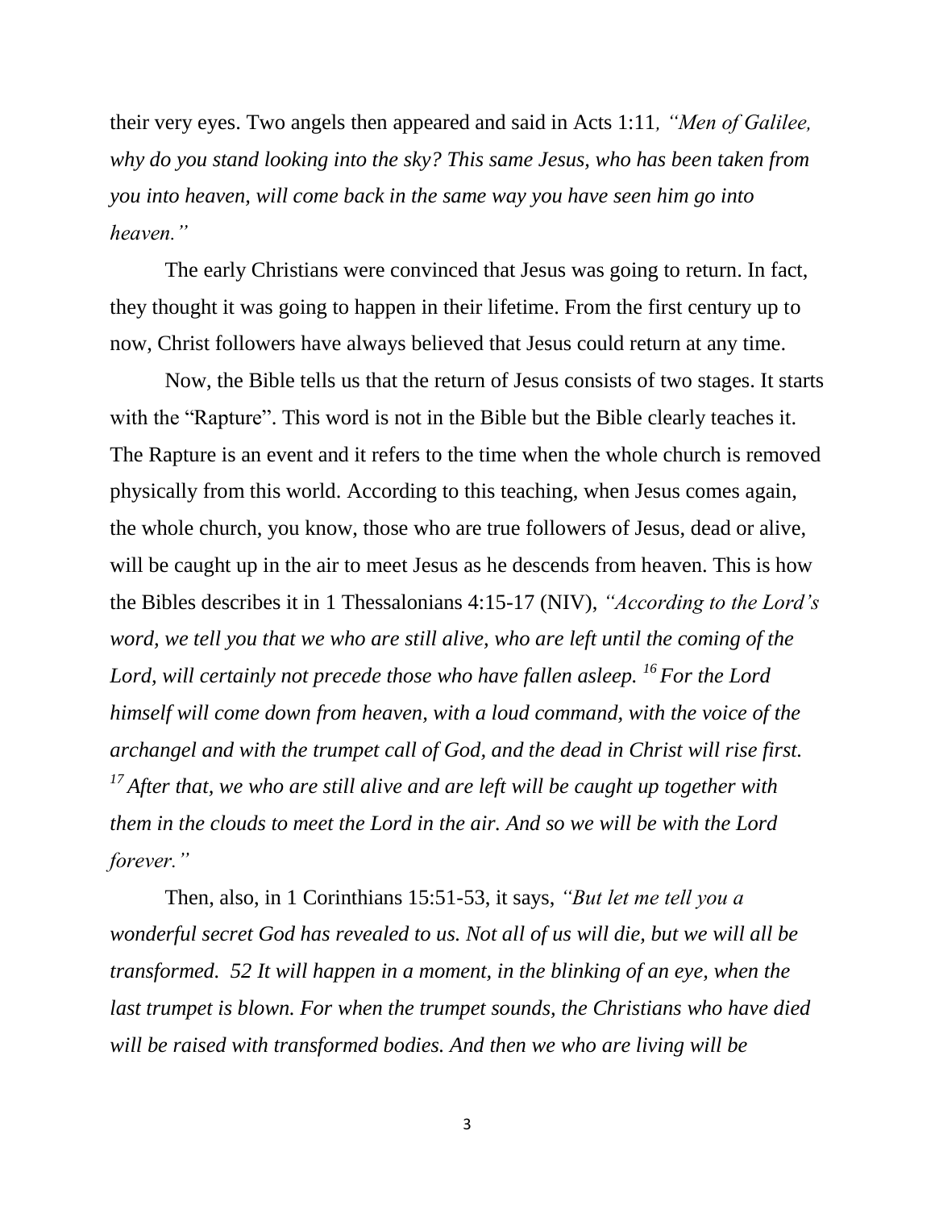their very eyes. Two angels then appeared and said in Acts 1:11*, "Men of Galilee, why do you stand looking into the sky? This same Jesus, who has been taken from you into heaven, will come back in the same way you have seen him go into heaven."*

The early Christians were convinced that Jesus was going to return. In fact, they thought it was going to happen in their lifetime. From the first century up to now, Christ followers have always believed that Jesus could return at any time.

Now, the Bible tells us that the return of Jesus consists of two stages. It starts with the "Rapture". This word is not in the Bible but the Bible clearly teaches it. The Rapture is an event and it refers to the time when the whole church is removed physically from this world. According to this teaching, when Jesus comes again, the whole church, you know, those who are true followers of Jesus, dead or alive, will be caught up in the air to meet Jesus as he descends from heaven. This is how the Bibles describes it in 1 Thessalonians 4:15-17 (NIV), *"According to the Lord's word, we tell you that we who are still alive, who are left until the coming of the Lord, will certainly not precede those who have fallen asleep. [16] For the Lord himself will come down from heaven, with a loud command, with the voice of the archangel and with the trumpet call of God, and the dead in Christ will rise first. [17] After that, we who are still alive and are left will be caught up together with them in the clouds to meet the Lord in the air. And so we will be with the Lord forever."*

Then, also, in 1 Corinthians 15:51-53, it says, *"But let me tell you a wonderful secret God has revealed to us. Not all of us will die, but we will all be transformed. 52 It will happen in a moment, in the blinking of an eye, when the last trumpet is blown. For when the trumpet sounds, the Christians who have died will be raised with transformed bodies. And then we who are living will be*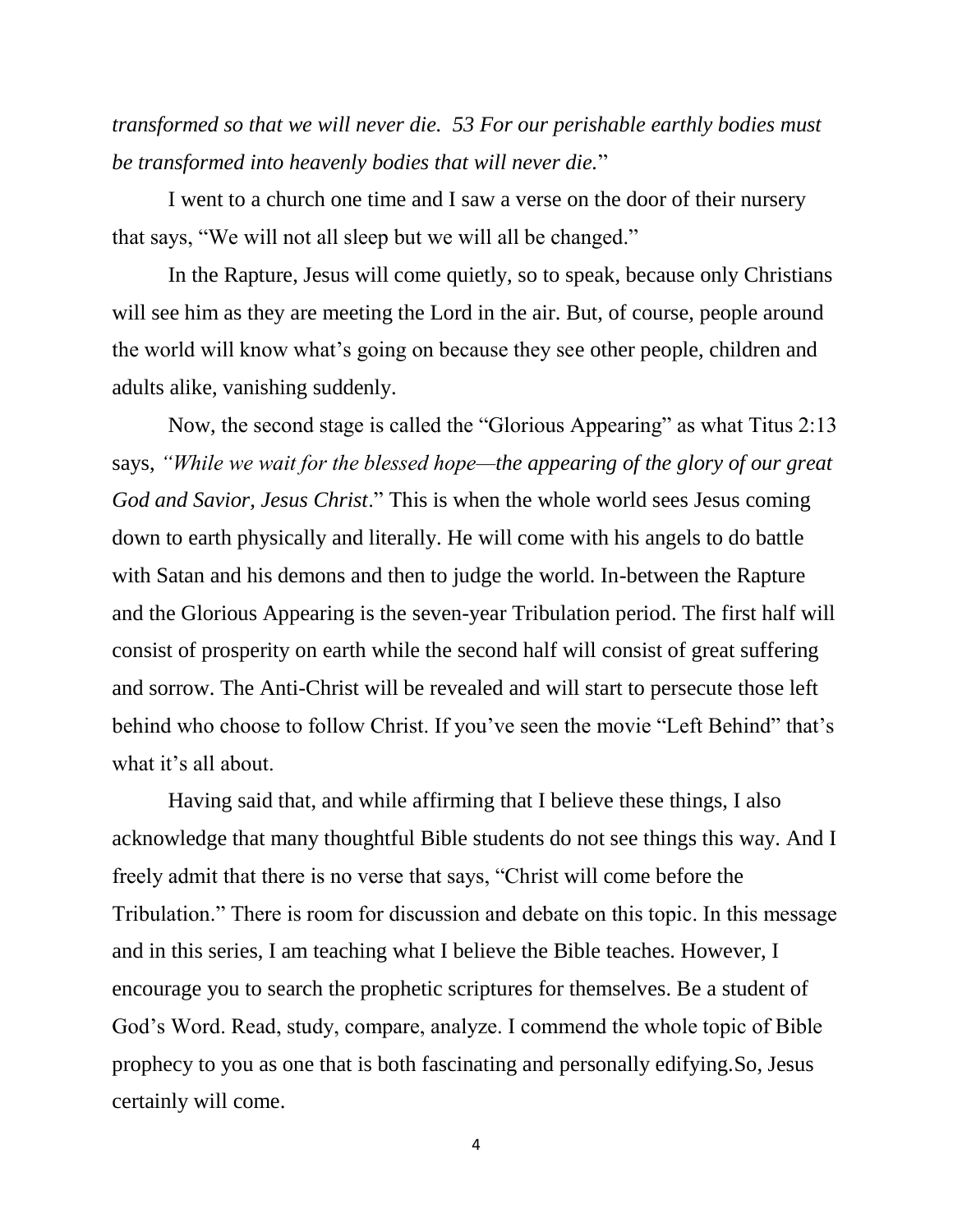*transformed so that we will never die. 53 For our perishable earthly bodies must be transformed into heavenly bodies that will never die.*"

I went to a church one time and I saw a verse on the door of their nursery that says, "We will not all sleep but we will all be changed."

In the Rapture, Jesus will come quietly, so to speak, because only Christians will see him as they are meeting the Lord in the air. But, of course, people around the world will know what's going on because they see other people, children and adults alike, vanishing suddenly.

Now, the second stage is called the "Glorious Appearing" as what Titus 2:13 says, *"While we wait for the blessed hope—the appearing of the glory of our great God and Savior, Jesus Christ*." This is when the whole world sees Jesus coming down to earth physically and literally. He will come with his angels to do battle with Satan and his demons and then to judge the world. In-between the Rapture and the Glorious Appearing is the seven-year Tribulation period. The first half will consist of prosperity on earth while the second half will consist of great suffering and sorrow. The Anti-Christ will be revealed and will start to persecute those left behind who choose to follow Christ. If you've seen the movie "Left Behind" that's what it's all about.

Having said that, and while affirming that I believe these things, I also acknowledge that many thoughtful Bible students do not see things this way. And I freely admit that there is no verse that says, "Christ will come before the Tribulation." There is room for discussion and debate on this topic. In this message and in this series, I am teaching what I believe the Bible teaches. However, I encourage you to search the prophetic scriptures for themselves. Be a student of God's Word. Read, study, compare, analyze. I commend the whole topic of Bible prophecy to you as one that is both fascinating and personally edifying.So, Jesus certainly will come.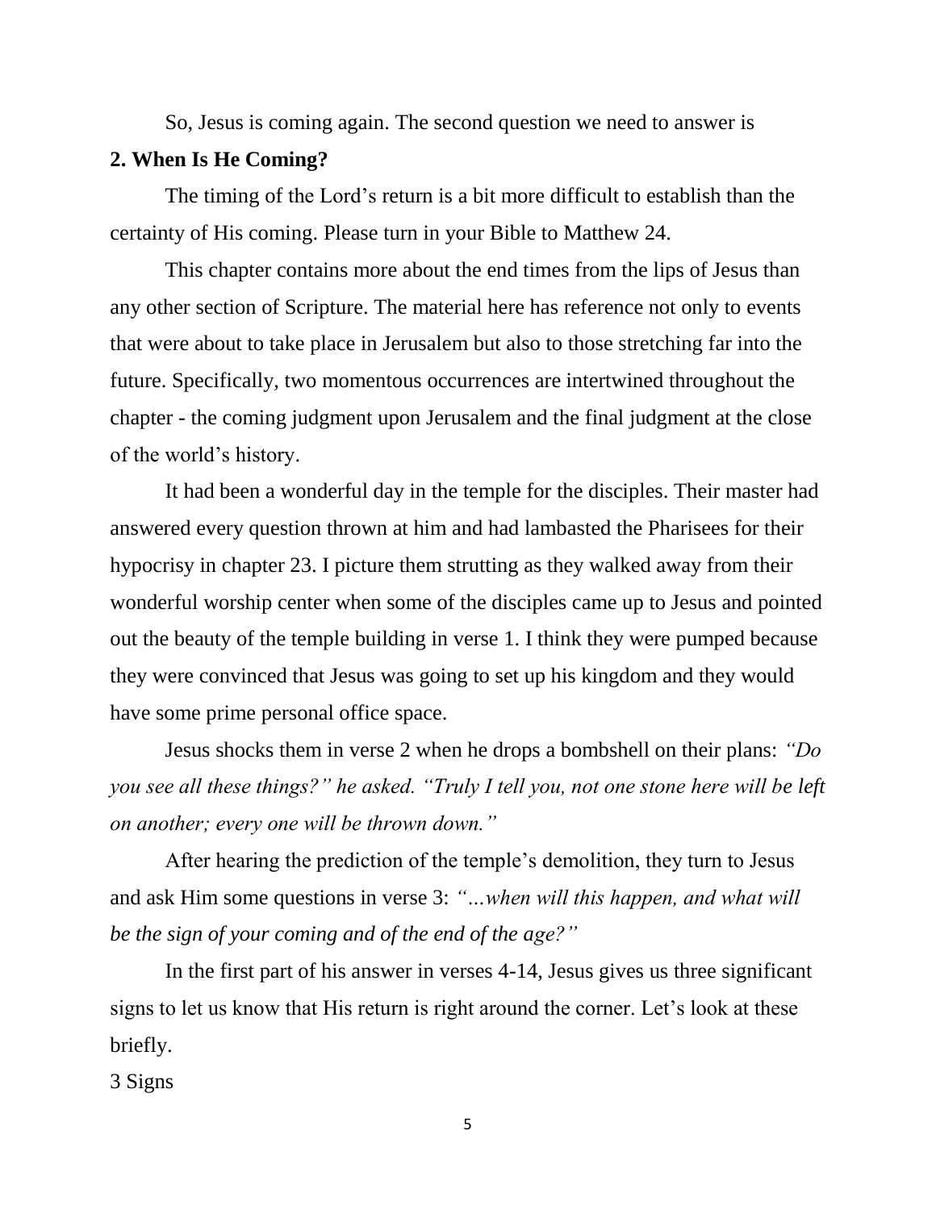So, Jesus is coming again. The second question we need to answer is

**2. When Is He Coming?**

The timing of the Lord's return is a bit more difficult to establish than the certainty of His coming. Please turn in your Bible to Matthew 24.

This chapter contains more about the end times from the lips of Jesus than any other section of Scripture. The material here has reference not only to events that were about to take place in Jerusalem but also to those stretching far into the future. Specifically, two momentous occurrences are intertwined throughout the chapter - the coming judgment upon Jerusalem and the final judgment at the close of the world's history.

It had been a wonderful day in the temple for the disciples. Their master had answered every question thrown at him and had lambasted the Pharisees for their hypocrisy in chapter 23. I picture them strutting as they walked away from their wonderful worship center when some of the disciples came up to Jesus and pointed out the beauty of the temple building in verse 1. I think they were pumped because they were convinced that Jesus was going to set up his kingdom and they would have some prime personal office space.

Jesus shocks them in verse 2 when he drops a bombshell on their plans: *"Do you see all these things?" he asked. "Truly I tell you, not one stone here will be left on another; every one will be thrown down."*

After hearing the prediction of the temple's demolition, they turn to Jesus and ask Him some questions in verse 3: *"…when will this happen, and what will be the sign of your coming and of the end of the age?"*

In the first part of his answer in verses 4-14, Jesus gives us three significant signs to let us know that His return is right around the corner. Let's look at these briefly.

3 Signs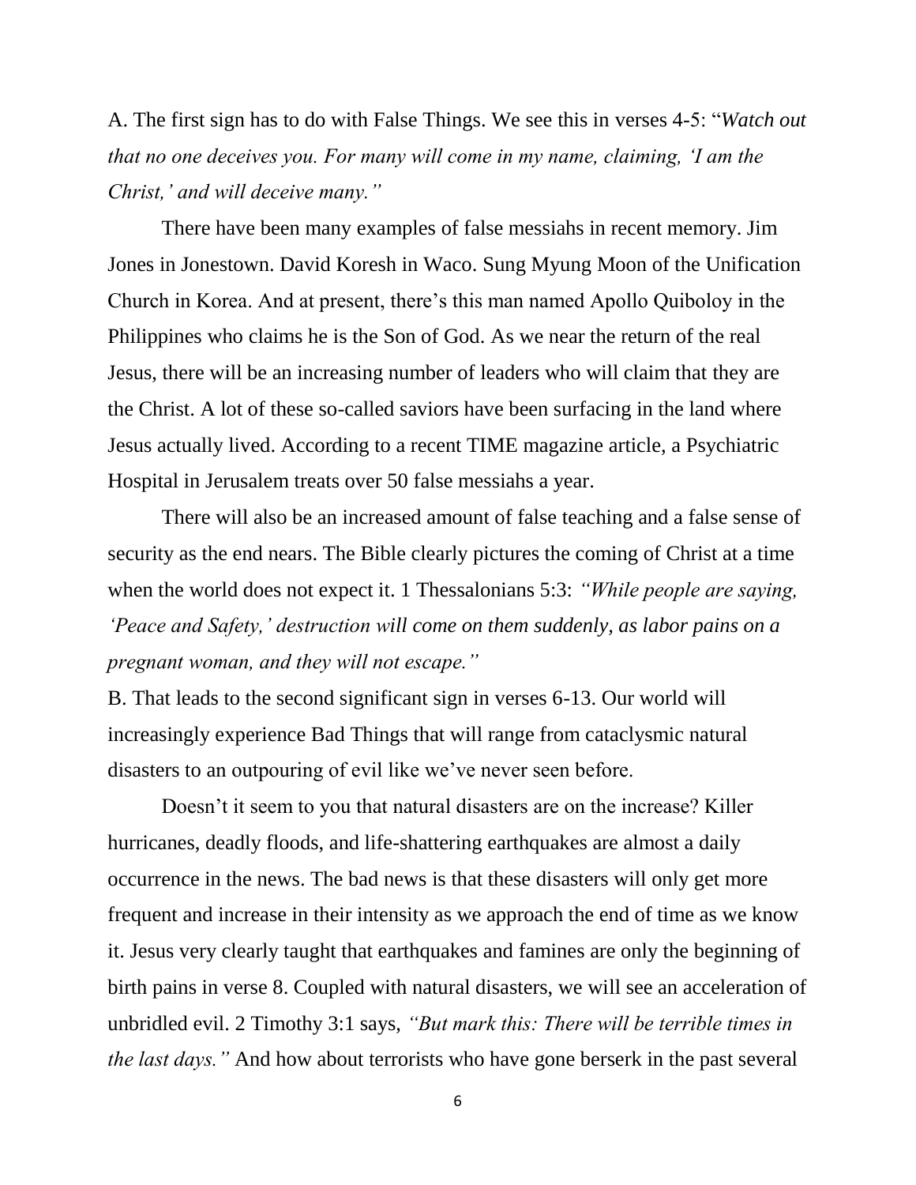A. The first sign has to do with False Things. We see this in verses 4-5: "*Watch out that no one deceives you. For many will come in my name, claiming, 'I am the Christ,' and will deceive many."*

There have been many examples of false messiahs in recent memory. Jim Jones in Jonestown. David Koresh in Waco. Sung Myung Moon of the Unification Church in Korea. And at present, there's this man named Apollo Quiboloy in the Philippines who claims he is the Son of God. As we near the return of the real Jesus, there will be an increasing number of leaders who will claim that they are the Christ. A lot of these so-called saviors have been surfacing in the land where Jesus actually lived. According to a recent TIME magazine article, a Psychiatric Hospital in Jerusalem treats over 50 false messiahs a year.

There will also be an increased amount of false teaching and a false sense of security as the end nears. The Bible clearly pictures the coming of Christ at a time when the world does not expect it. 1 Thessalonians 5:3: *"While people are saying, 'Peace and Safety,' destruction will come on them suddenly, as labor pains on a pregnant woman, and they will not escape."*

B. That leads to the second significant sign in verses 6-13. Our world will increasingly experience Bad Things that will range from cataclysmic natural disasters to an outpouring of evil like we've never seen before.

Doesn't it seem to you that natural disasters are on the increase? Killer hurricanes, deadly floods, and life-shattering earthquakes are almost a daily occurrence in the news. The bad news is that these disasters will only get more frequent and increase in their intensity as we approach the end of time as we know it. Jesus very clearly taught that earthquakes and famines are only the beginning of birth pains in verse 8. Coupled with natural disasters, we will see an acceleration of unbridled evil. 2 Timothy 3:1 says, *"But mark this: There will be terrible times in the last days."* And how about terrorists who have gone berserk in the past several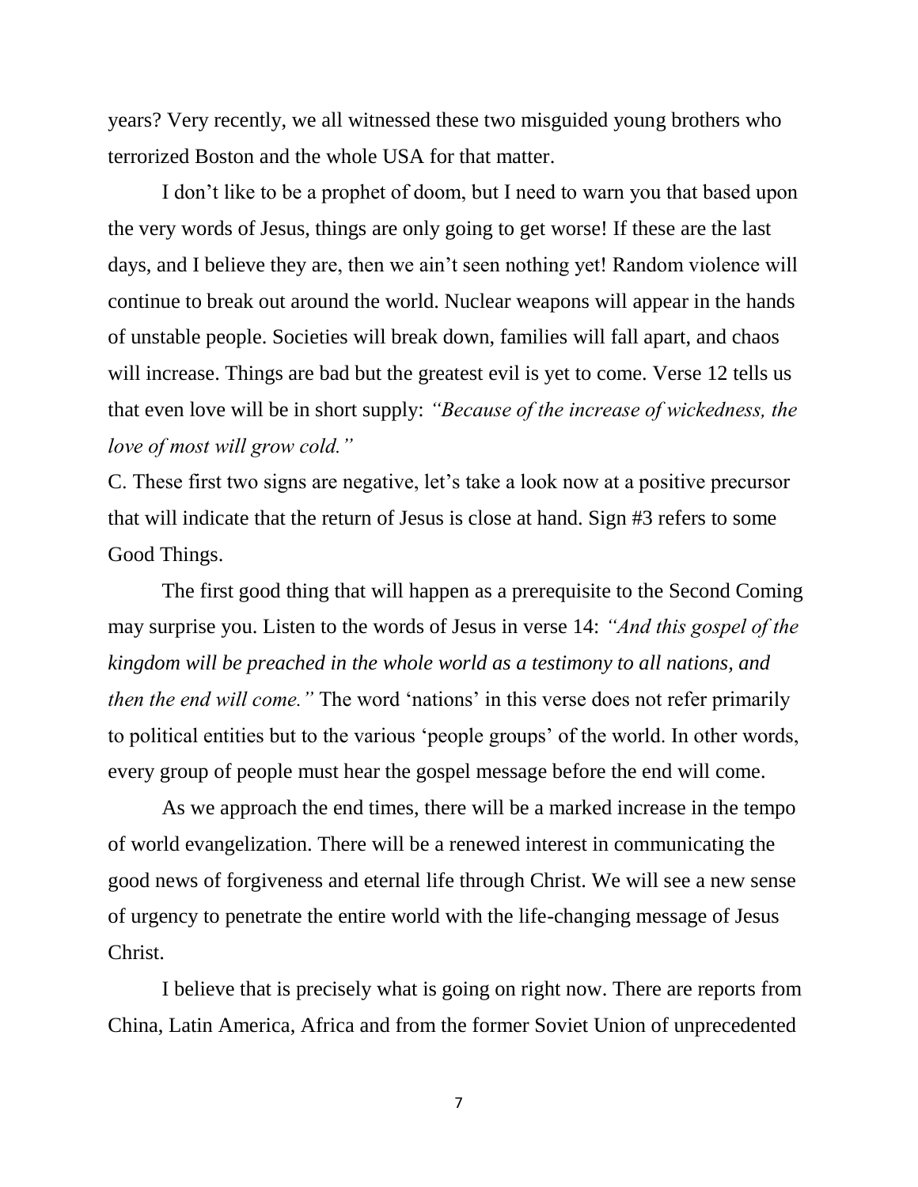years? Very recently, we all witnessed these two misguided young brothers who terrorized Boston and the whole USA for that matter.

I don't like to be a prophet of doom, but I need to warn you that based upon the very words of Jesus, things are only going to get worse! If these are the last days, and I believe they are, then we ain't seen nothing yet! Random violence will continue to break out around the world. Nuclear weapons will appear in the hands of unstable people. Societies will break down, families will fall apart, and chaos will increase. Things are bad but the greatest evil is yet to come. Verse 12 tells us that even love will be in short supply: *"Because of the increase of wickedness, the love of most will grow cold."*

C. These first two signs are negative, let's take a look now at a positive precursor that will indicate that the return of Jesus is close at hand. Sign #3 refers to some Good Things.

The first good thing that will happen as a prerequisite to the Second Coming may surprise you. Listen to the words of Jesus in verse 14: *"And this gospel of the kingdom will be preached in the whole world as a testimony to all nations, and then the end will come."* The word 'nations' in this verse does not refer primarily to political entities but to the various 'people groups' of the world. In other words, every group of people must hear the gospel message before the end will come.

As we approach the end times, there will be a marked increase in the tempo of world evangelization. There will be a renewed interest in communicating the good news of forgiveness and eternal life through Christ. We will see a new sense of urgency to penetrate the entire world with the life-changing message of Jesus Christ.

I believe that is precisely what is going on right now. There are reports from China, Latin America, Africa and from the former Soviet Union of unprecedented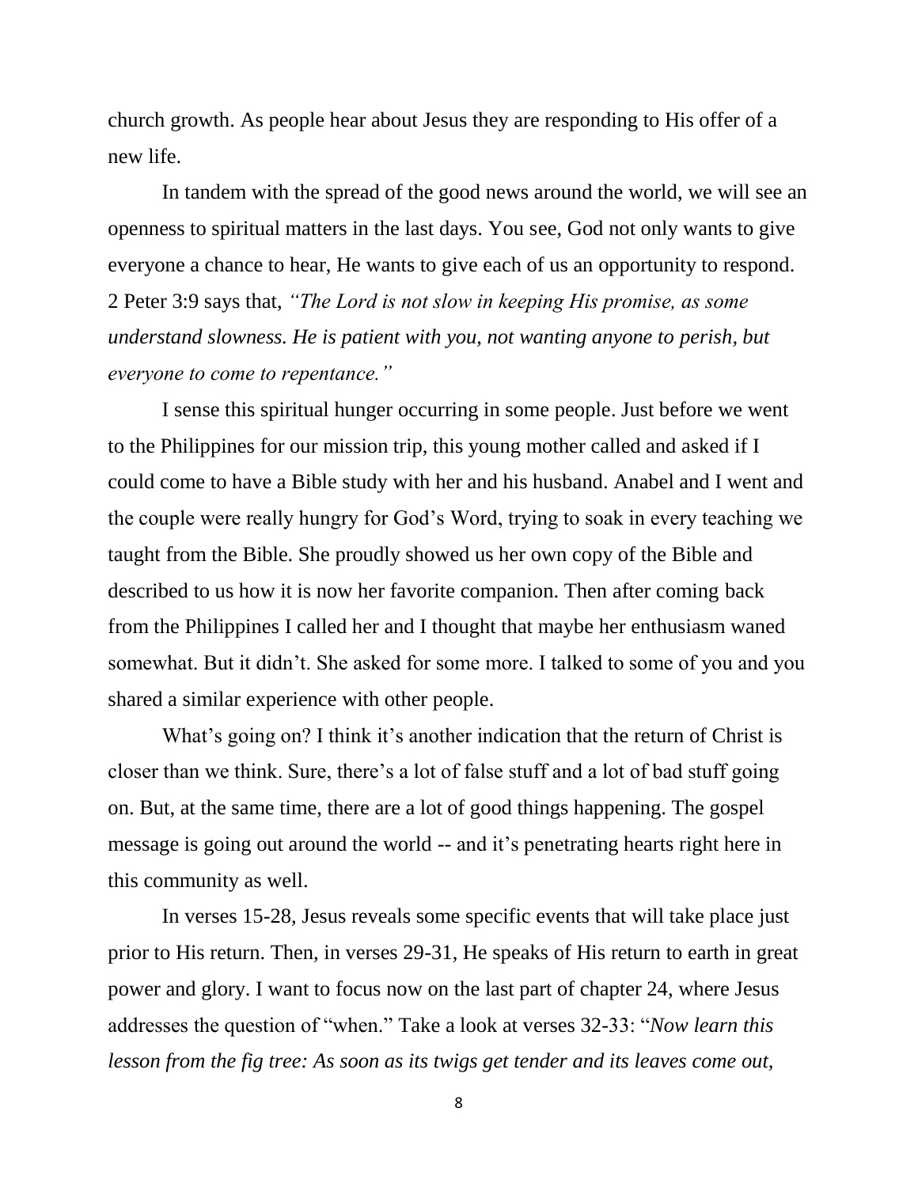church growth. As people hear about Jesus they are responding to His offer of a new life.

In tandem with the spread of the good news around the world, we will see an openness to spiritual matters in the last days. You see, God not only wants to give everyone a chance to hear, He wants to give each of us an opportunity to respond. 2 Peter 3:9 says that, *"The Lord is not slow in keeping His promise, as some understand slowness. He is patient with you, not wanting anyone to perish, but everyone to come to repentance."*

I sense this spiritual hunger occurring in some people. Just before we went to the Philippines for our mission trip, this young mother called and asked if I could come to have a Bible study with her and his husband. Anabel and I went and the couple were really hungry for God's Word, trying to soak in every teaching we taught from the Bible. She proudly showed us her own copy of the Bible and described to us how it is now her favorite companion. Then after coming back from the Philippines I called her and I thought that maybe her enthusiasm waned somewhat. But it didn't. She asked for some more. I talked to some of you and you shared a similar experience with other people.

What's going on? I think it's another indication that the return of Christ is closer than we think. Sure, there's a lot of false stuff and a lot of bad stuff going on. But, at the same time, there are a lot of good things happening. The gospel message is going out around the world -- and it's penetrating hearts right here in this community as well.

In verses 15-28, Jesus reveals some specific events that will take place just prior to His return. Then, in verses 29-31, He speaks of His return to earth in great power and glory. I want to focus now on the last part of chapter 24, where Jesus addresses the question of "when." Take a look at verses 32-33: "*Now learn this lesson from the fig tree: As soon as its twigs get tender and its leaves come out,*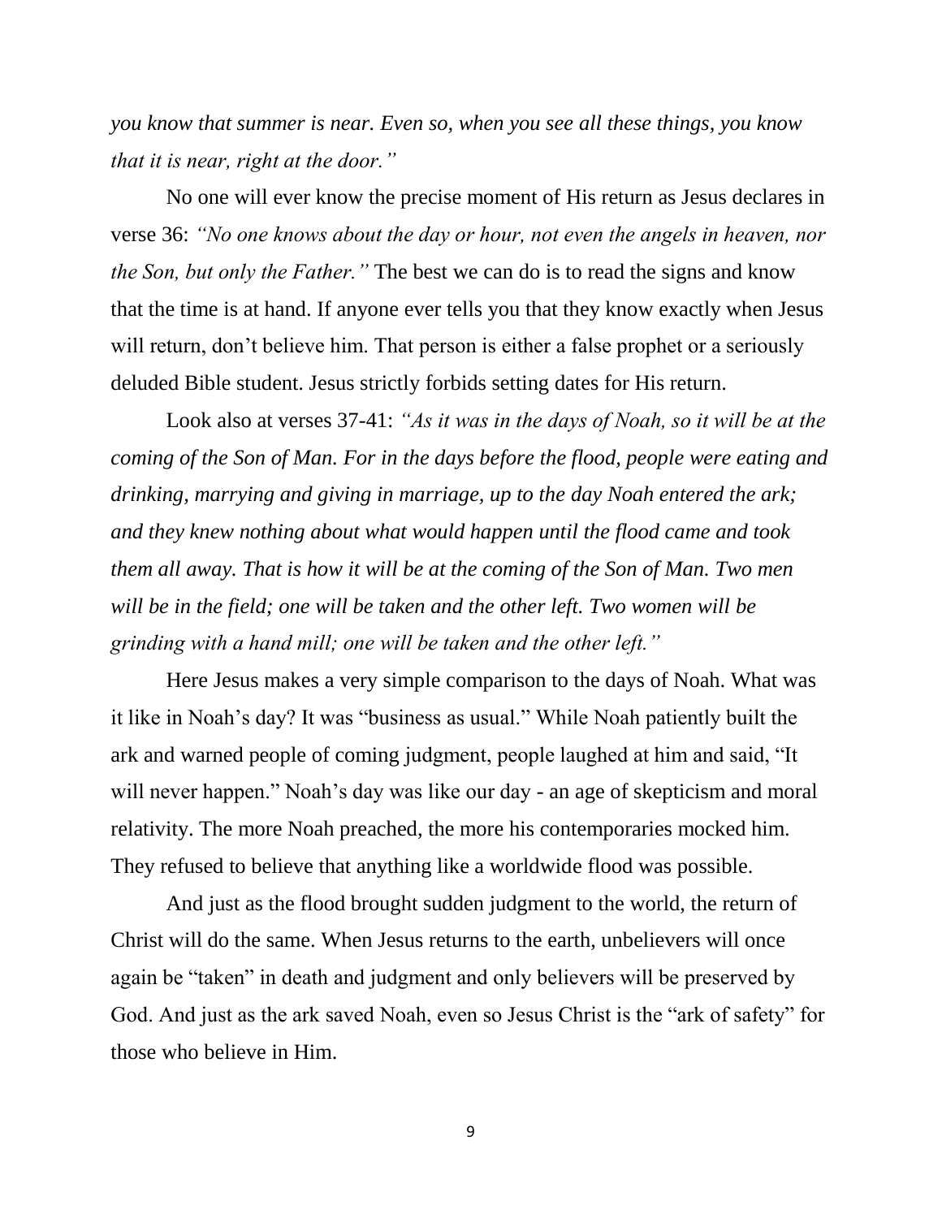*you know that summer is near. Even so, when you see all these things, you know that it is near, right at the door."*

No one will ever know the precise moment of His return as Jesus declares in verse 36: *"No one knows about the day or hour, not even the angels in heaven, nor the Son, but only the Father."* The best we can do is to read the signs and know that the time is at hand. If anyone ever tells you that they know exactly when Jesus will return, don't believe him. That person is either a false prophet or a seriously deluded Bible student. Jesus strictly forbids setting dates for His return.

Look also at verses 37-41: *"As it was in the days of Noah, so it will be at the coming of the Son of Man. For in the days before the flood, people were eating and drinking, marrying and giving in marriage, up to the day Noah entered the ark; and they knew nothing about what would happen until the flood came and took them all away. That is how it will be at the coming of the Son of Man. Two men will be in the field; one will be taken and the other left. Two women will be grinding with a hand mill; one will be taken and the other left."*

Here Jesus makes a very simple comparison to the days of Noah. What was it like in Noah's day? It was "business as usual." While Noah patiently built the ark and warned people of coming judgment, people laughed at him and said, "It will never happen." Noah's day was like our day - an age of skepticism and moral relativity. The more Noah preached, the more his contemporaries mocked him. They refused to believe that anything like a worldwide flood was possible.

And just as the flood brought sudden judgment to the world, the return of Christ will do the same. When Jesus returns to the earth, unbelievers will once again be "taken" in death and judgment and only believers will be preserved by God. And just as the ark saved Noah, even so Jesus Christ is the "ark of safety" for those who believe in Him.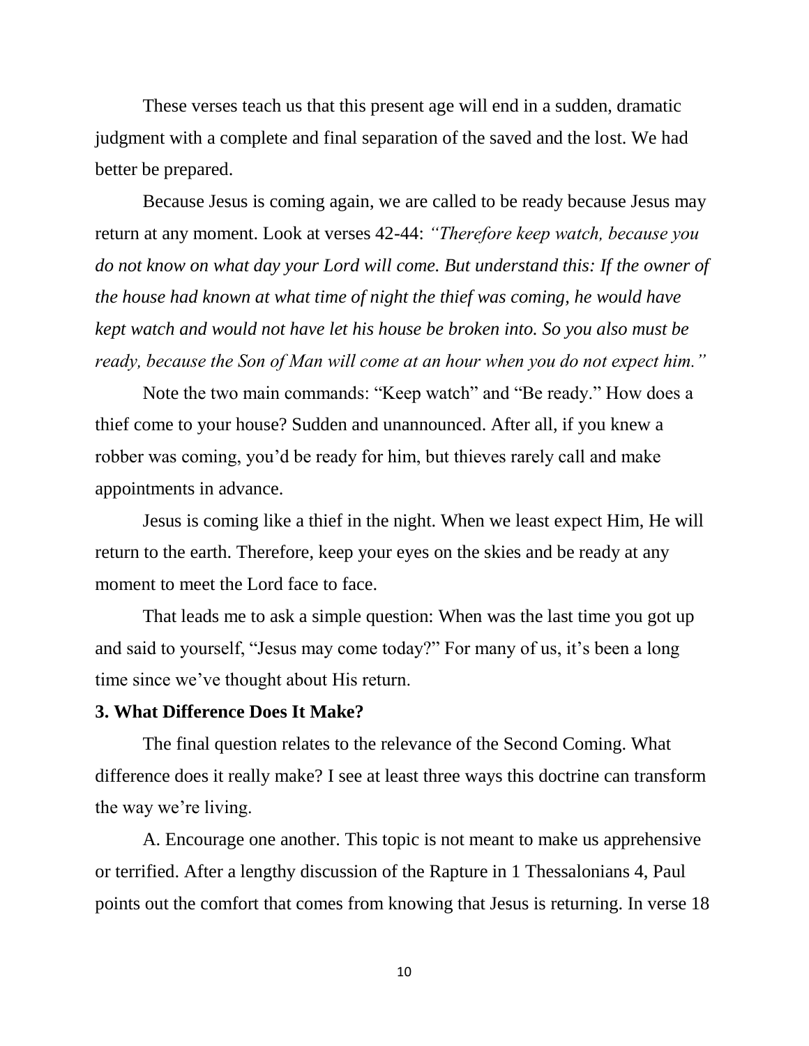These verses teach us that this present age will end in a sudden, dramatic judgment with a complete and final separation of the saved and the lost. We had better be prepared.

Because Jesus is coming again, we are called to be ready because Jesus may return at any moment. Look at verses 42-44: *"Therefore keep watch, because you do not know on what day your Lord will come. But understand this: If the owner of the house had known at what time of night the thief was coming, he would have kept watch and would not have let his house be broken into. So you also must be ready, because the Son of Man will come at an hour when you do not expect him."*

Note the two main commands: "Keep watch" and "Be ready." How does a thief come to your house? Sudden and unannounced. After all, if you knew a robber was coming, you'd be ready for him, but thieves rarely call and make appointments in advance.

Jesus is coming like a thief in the night. When we least expect Him, He will return to the earth. Therefore, keep your eyes on the skies and be ready at any moment to meet the Lord face to face.

That leads me to ask a simple question: When was the last time you got up and said to yourself, "Jesus may come today?" For many of us, it's been a long time since we've thought about His return.

**3. What Difference Does It Make?**

The final question relates to the relevance of the Second Coming. What difference does it really make? I see at least three ways this doctrine can transform the way we're living.

A. Encourage one another. This topic is not meant to make us apprehensive or terrified. After a lengthy discussion of the Rapture in 1 Thessalonians 4, Paul points out the comfort that comes from knowing that Jesus is returning. In verse 18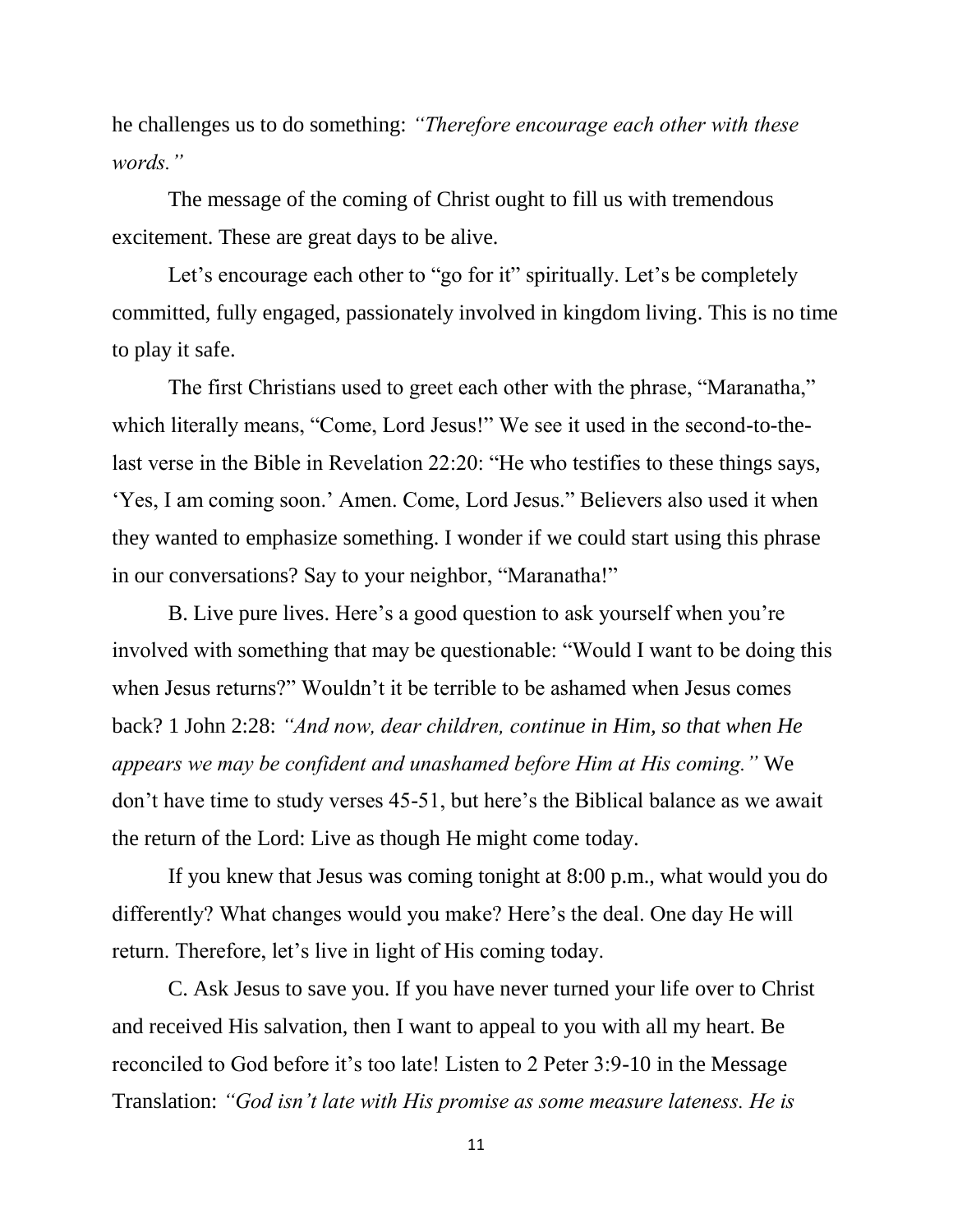he challenges us to do something: *"Therefore encourage each other with these words."*

The message of the coming of Christ ought to fill us with tremendous excitement. These are great days to be alive.

Let's encourage each other to "go for it" spiritually. Let's be completely committed, fully engaged, passionately involved in kingdom living. This is no time to play it safe.

The first Christians used to greet each other with the phrase, "Maranatha," which literally means, "Come, Lord Jesus!" We see it used in the second-to-the-last verse in the Bible in Revelation 22:20: "He who testifies to these things says, 'Yes, I am coming soon.' Amen. Come, Lord Jesus." Believers also used it when they wanted to emphasize something. I wonder if we could start using this phrase in our conversations? Say to your neighbor, "Maranatha!"

B. Live pure lives. Here's a good question to ask yourself when you're involved with something that may be questionable: "Would I want to be doing this when Jesus returns?" Wouldn't it be terrible to be ashamed when Jesus comes back? 1 John 2:28: *"And now, dear children, continue in Him, so that when He appears we may be confident and unashamed before Him at His coming."* We don't have time to study verses 45-51, but here's the Biblical balance as we await the return of the Lord: Live as though He might come today.

If you knew that Jesus was coming tonight at 8:00 p.m., what would you do differently? What changes would you make? Here's the deal. One day He will return. Therefore, let's live in light of His coming today.

C. Ask Jesus to save you. If you have never turned your life over to Christ and received His salvation, then I want to appeal to you with all my heart. Be reconciled to God before it's too late! Listen to 2 Peter 3:9-10 in the Message Translation: *"God isn't late with His promise as some measure lateness. He is*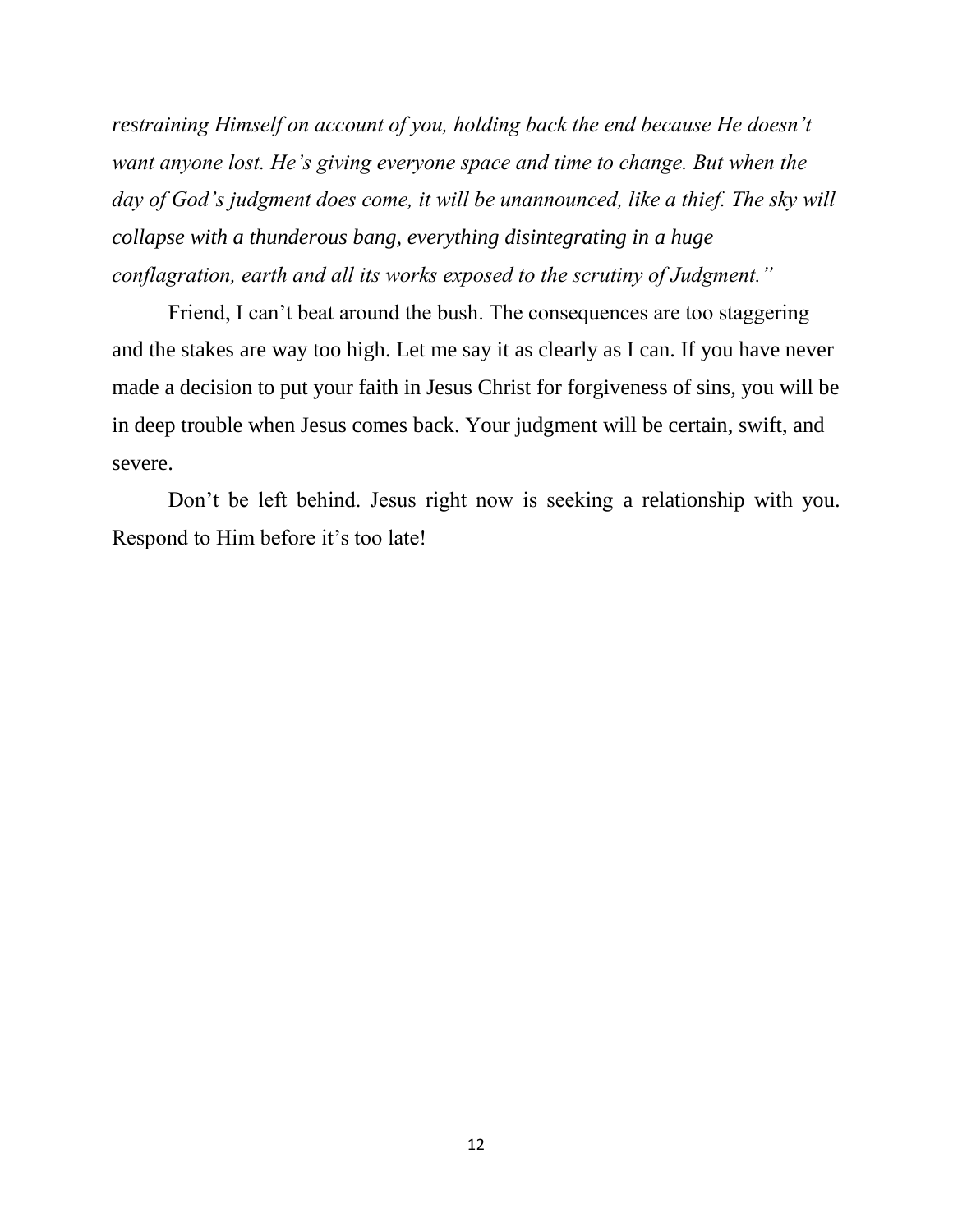*restraining Himself on account of you, holding back the end because He doesn't want anyone lost. He's giving everyone space and time to change. But when the day of God's judgment does come, it will be unannounced, like a thief. The sky will collapse with a thunderous bang, everything disintegrating in a huge conflagration, earth and all its works exposed to the scrutiny of Judgment."*

Friend, I can't beat around the bush. The consequences are too staggering and the stakes are way too high. Let me say it as clearly as I can. If you have never made a decision to put your faith in Jesus Christ for forgiveness of sins, you will be in deep trouble when Jesus comes back. Your judgment will be certain, swift, and severe.

Don't be left behind. Jesus right now is seeking a relationship with you. Respond to Him before it's too late!